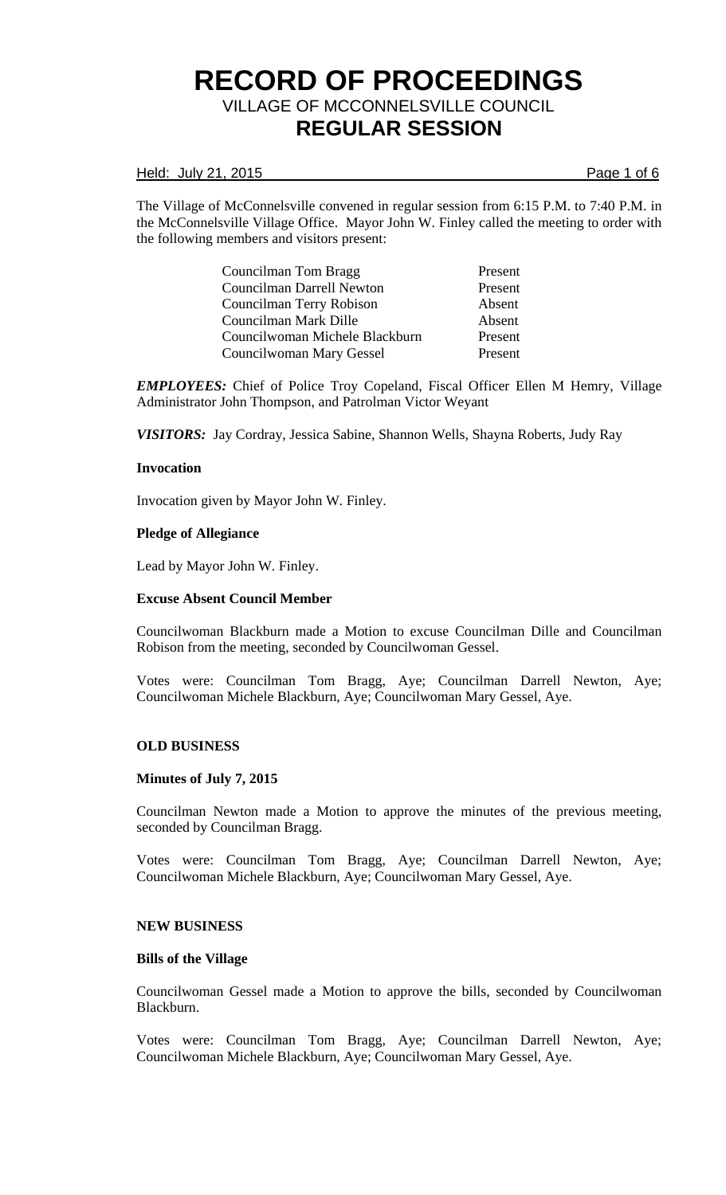# RECORD OF PROCEEDINGS

## VILLAGE OF MCCONNELSVILLE COUNCIL

## REGULAR SESSION

Held: July 21, 2015

The Village of McConnelsville convened in regular session from 6:15 P.M. to 7:40 P.M. in the McConnelsville Village Office. Mayor John W. Finley called the meeting to order with the following members and visitors present:

| | |
|---|---|
| Councilman Tom Bragg | Present |
| Councilman Darrell Newton | Present |
| Councilman Terry Robison | Absent |
| Councilman Mark Dille | Absent |
| Councilwoman Michele Blackburn | Present |
| Councilwoman Mary Gessel | Present |

***EMPLOYEES:*** Chief of Police Troy Copeland, Fiscal Officer Ellen M Hemry, Village Administrator John Thompson, and Patrolman Victor Weyant

***VISITORS:*** Jay Cordray, Jessica Sabine, Shannon Wells, Shayna Roberts, Judy Ray

**Invocation**

Invocation given by Mayor John W. Finley.

**Pledge of Allegiance**

Lead by Mayor John W. Finley.

**Excuse Absent Council Member**

Councilwoman Blackburn made a Motion to excuse Councilman Dille and Councilman Robison from the meeting, seconded by Councilwoman Gessel.

Votes were: Councilman Tom Bragg, Aye; Councilman Darrell Newton, Aye; Councilwoman Michele Blackburn, Aye; Councilwoman Mary Gessel, Aye.

**OLD BUSINESS**

**Minutes of July 7, 2015**

Councilman Newton made a Motion to approve the minutes of the previous meeting, seconded by Councilman Bragg.

Votes were: Councilman Tom Bragg, Aye; Councilman Darrell Newton, Aye; Councilwoman Michele Blackburn, Aye; Councilwoman Mary Gessel, Aye.

**NEW BUSINESS**

**Bills of the Village**

Councilwoman Gessel made a Motion to approve the bills, seconded by Councilwoman Blackburn.

Votes were: Councilman Tom Bragg, Aye; Councilman Darrell Newton, Aye; Councilwoman Michele Blackburn, Aye; Councilwoman Mary Gessel, Aye.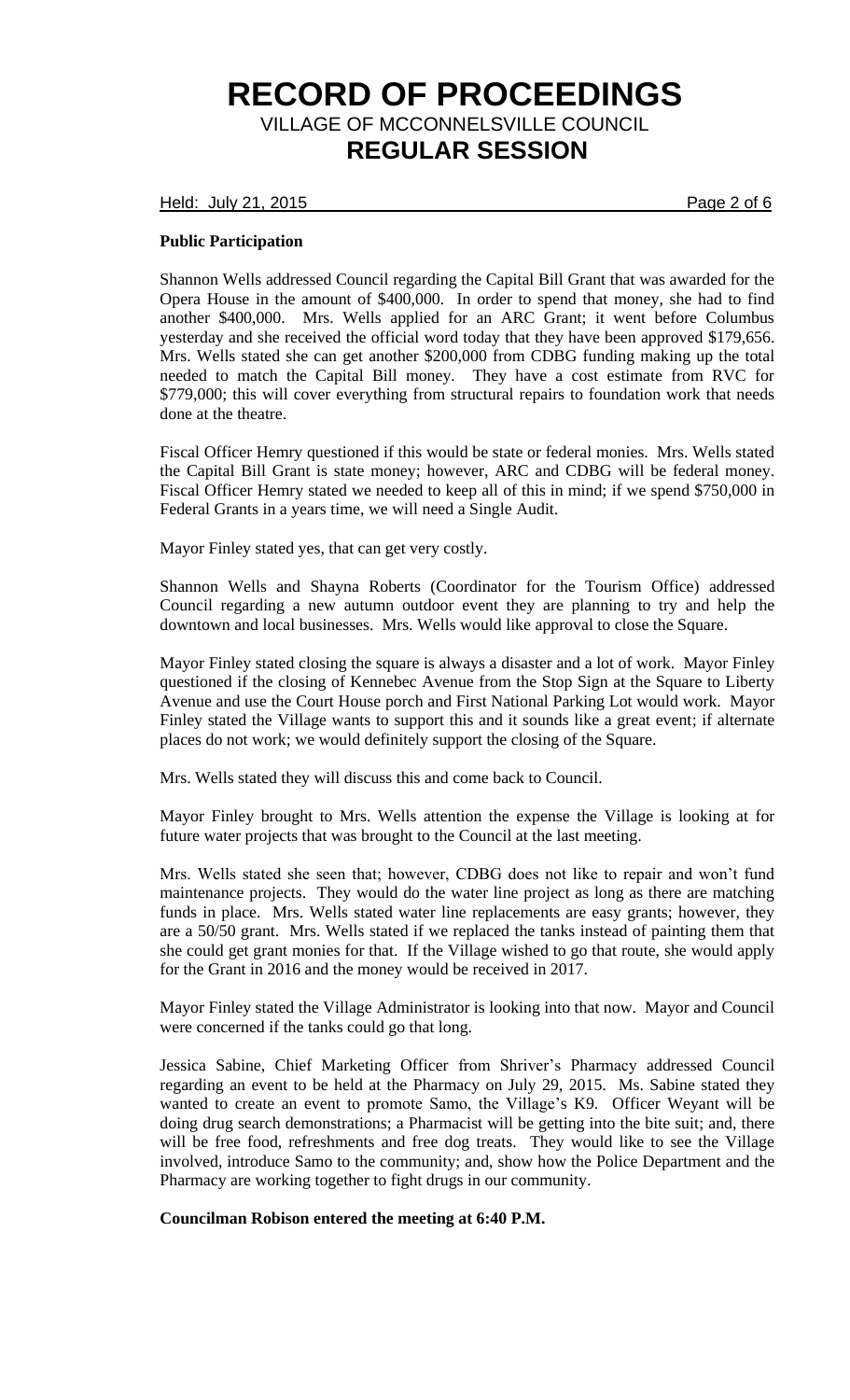**Public Participation**

Shannon Wells addressed Council regarding the Capital Bill Grant that was awarded for the Opera House in the amount of $400,000. In order to spend that money, she had to find another $400,000. Mrs. Wells applied for an ARC Grant; it went before Columbus yesterday and she received the official word today that they have been approved $179,656. Mrs. Wells stated she can get another $200,000 from CDBG funding making up the total needed to match the Capital Bill money. They have a cost estimate from RVC for $779,000; this will cover everything from structural repairs to foundation work that needs done at the theatre.

Fiscal Officer Hemry questioned if this would be state or federal monies. Mrs. Wells stated the Capital Bill Grant is state money; however, ARC and CDBG will be federal money. Fiscal Officer Hemry stated we needed to keep all of this in mind; if we spend $750,000 in Federal Grants in a years time, we will need a Single Audit.

Mayor Finley stated yes, that can get very costly.

Shannon Wells and Shayna Roberts (Coordinator for the Tourism Office) addressed Council regarding a new autumn outdoor event they are planning to try and help the downtown and local businesses. Mrs. Wells would like approval to close the Square.

Mayor Finley stated closing the square is always a disaster and a lot of work. Mayor Finley questioned if the closing of Kennebec Avenue from the Stop Sign at the Square to Liberty Avenue and use the Court House porch and First National Parking Lot would work. Mayor Finley stated the Village wants to support this and it sounds like a great event; if alternate places do not work; we would definitely support the closing of the Square.

Mrs. Wells stated they will discuss this and come back to Council.

Mayor Finley brought to Mrs. Wells attention the expense the Village is looking at for future water projects that was brought to the Council at the last meeting.

Mrs. Wells stated she seen that; however, CDBG does not like to repair and won't fund maintenance projects. They would do the water line project as long as there are matching funds in place. Mrs. Wells stated water line replacements are easy grants; however, they are a 50/50 grant. Mrs. Wells stated if we replaced the tanks instead of painting them that she could get grant monies for that. If the Village wished to go that route, she would apply for the Grant in 2016 and the money would be received in 2017.

Mayor Finley stated the Village Administrator is looking into that now. Mayor and Council were concerned if the tanks could go that long.

Jessica Sabine, Chief Marketing Officer from Shriver's Pharmacy addressed Council regarding an event to be held at the Pharmacy on July 29, 2015. Ms. Sabine stated they wanted to create an event to promote Samo, the Village's K9. Officer Weyant will be doing drug search demonstrations; a Pharmacist will be getting into the bite suit; and, there will be free food, refreshments and free dog treats. They would like to see the Village involved, introduce Samo to the community; and, show how the Police Department and the Pharmacy are working together to fight drugs in our community.

**Councilman Robison entered the meeting at 6:40 P.M.**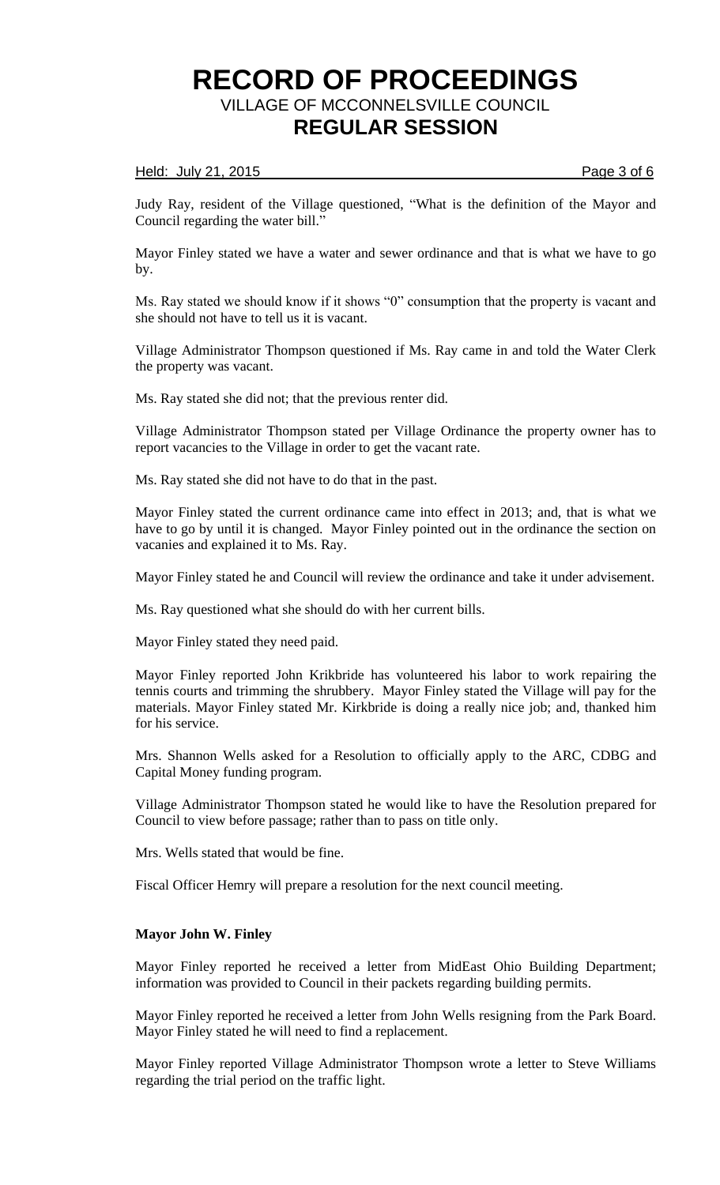Judy Ray, resident of the Village questioned, "What is the definition of the Mayor and Council regarding the water bill."

Mayor Finley stated we have a water and sewer ordinance and that is what we have to go by.

Ms. Ray stated we should know if it shows "0" consumption that the property is vacant and she should not have to tell us it is vacant.

Village Administrator Thompson questioned if Ms. Ray came in and told the Water Clerk the property was vacant.

Ms. Ray stated she did not; that the previous renter did.

Village Administrator Thompson stated per Village Ordinance the property owner has to report vacancies to the Village in order to get the vacant rate.

Ms. Ray stated she did not have to do that in the past.

Mayor Finley stated the current ordinance came into effect in 2013; and, that is what we have to go by until it is changed. Mayor Finley pointed out in the ordinance the section on vacanies and explained it to Ms. Ray.

Mayor Finley stated he and Council will review the ordinance and take it under advisement.

Ms. Ray questioned what she should do with her current bills.

Mayor Finley stated they need paid.

Mayor Finley reported John Krikbride has volunteered his labor to work repairing the tennis courts and trimming the shrubbery. Mayor Finley stated the Village will pay for the materials. Mayor Finley stated Mr. Kirkbride is doing a really nice job; and, thanked him for his service.

Mrs. Shannon Wells asked for a Resolution to officially apply to the ARC, CDBG and Capital Money funding program.

Village Administrator Thompson stated he would like to have the Resolution prepared for Council to view before passage; rather than to pass on title only.

Mrs. Wells stated that would be fine.

Fiscal Officer Hemry will prepare a resolution for the next council meeting.

**Mayor John W. Finley**

Mayor Finley reported he received a letter from MidEast Ohio Building Department; information was provided to Council in their packets regarding building permits.

Mayor Finley reported he received a letter from John Wells resigning from the Park Board. Mayor Finley stated he will need to find a replacement.

Mayor Finley reported Village Administrator Thompson wrote a letter to Steve Williams regarding the trial period on the traffic light.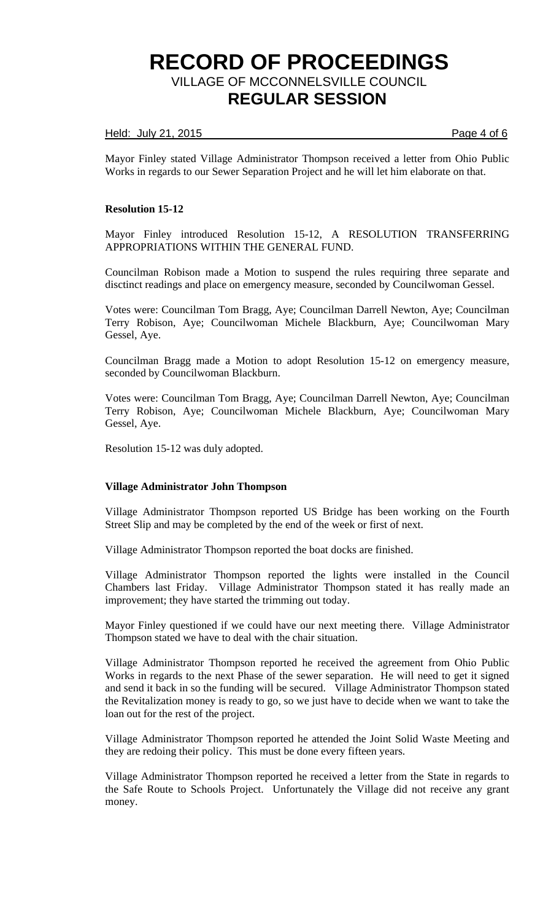Mayor Finley stated Village Administrator Thompson received a letter from Ohio Public Works in regards to our Sewer Separation Project and he will let him elaborate on that.

**Resolution 15-12**

Mayor Finley introduced Resolution 15-12, A RESOLUTION TRANSFERRING APPROPRIATIONS WITHIN THE GENERAL FUND.

Councilman Robison made a Motion to suspend the rules requiring three separate and disctinct readings and place on emergency measure, seconded by Councilwoman Gessel.

Votes were: Councilman Tom Bragg, Aye; Councilman Darrell Newton, Aye; Councilman Terry Robison, Aye; Councilwoman Michele Blackburn, Aye; Councilwoman Mary Gessel, Aye.

Councilman Bragg made a Motion to adopt Resolution 15-12 on emergency measure, seconded by Councilwoman Blackburn.

Votes were: Councilman Tom Bragg, Aye; Councilman Darrell Newton, Aye; Councilman Terry Robison, Aye; Councilwoman Michele Blackburn, Aye; Councilwoman Mary Gessel, Aye.

Resolution 15-12 was duly adopted.

**Village Administrator John Thompson**

Village Administrator Thompson reported US Bridge has been working on the Fourth Street Slip and may be completed by the end of the week or first of next.

Village Administrator Thompson reported the boat docks are finished.

Village Administrator Thompson reported the lights were installed in the Council Chambers last Friday. Village Administrator Thompson stated it has really made an improvement; they have started the trimming out today.

Mayor Finley questioned if we could have our next meeting there. Village Administrator Thompson stated we have to deal with the chair situation.

Village Administrator Thompson reported he received the agreement from Ohio Public Works in regards to the next Phase of the sewer separation. He will need to get it signed and send it back in so the funding will be secured. Village Administrator Thompson stated the Revitalization money is ready to go, so we just have to decide when we want to take the loan out for the rest of the project.

Village Administrator Thompson reported he attended the Joint Solid Waste Meeting and they are redoing their policy. This must be done every fifteen years.

Village Administrator Thompson reported he received a letter from the State in regards to the Safe Route to Schools Project. Unfortunately the Village did not receive any grant money.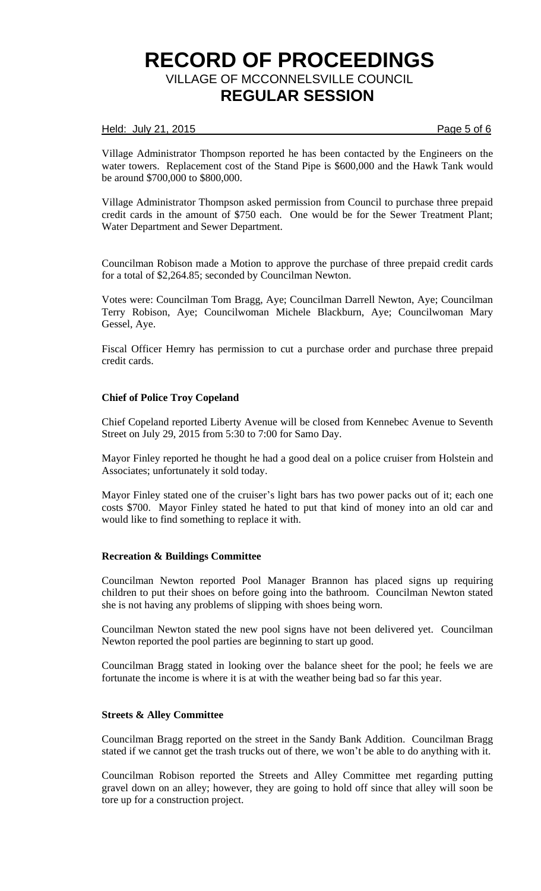Village Administrator Thompson reported he has been contacted by the Engineers on the water towers. Replacement cost of the Stand Pipe is $600,000 and the Hawk Tank would be around $700,000 to $800,000.

Village Administrator Thompson asked permission from Council to purchase three prepaid credit cards in the amount of $750 each. One would be for the Sewer Treatment Plant; Water Department and Sewer Department.

Councilman Robison made a Motion to approve the purchase of three prepaid credit cards for a total of $2,264.85; seconded by Councilman Newton.

Votes were: Councilman Tom Bragg, Aye; Councilman Darrell Newton, Aye; Councilman Terry Robison, Aye; Councilwoman Michele Blackburn, Aye; Councilwoman Mary Gessel, Aye.

Fiscal Officer Hemry has permission to cut a purchase order and purchase three prepaid credit cards.

**Chief of Police Troy Copeland**

Chief Copeland reported Liberty Avenue will be closed from Kennebec Avenue to Seventh Street on July 29, 2015 from 5:30 to 7:00 for Samo Day.

Mayor Finley reported he thought he had a good deal on a police cruiser from Holstein and Associates; unfortunately it sold today.

Mayor Finley stated one of the cruiser's light bars has two power packs out of it; each one costs $700. Mayor Finley stated he hated to put that kind of money into an old car and would like to find something to replace it with.

**Recreation & Buildings Committee**

Councilman Newton reported Pool Manager Brannon has placed signs up requiring children to put their shoes on before going into the bathroom. Councilman Newton stated she is not having any problems of slipping with shoes being worn.

Councilman Newton stated the new pool signs have not been delivered yet. Councilman Newton reported the pool parties are beginning to start up good.

Councilman Bragg stated in looking over the balance sheet for the pool; he feels we are fortunate the income is where it is at with the weather being bad so far this year.

**Streets & Alley Committee**

Councilman Bragg reported on the street in the Sandy Bank Addition. Councilman Bragg stated if we cannot get the trash trucks out of there, we won't be able to do anything with it.

Councilman Robison reported the Streets and Alley Committee met regarding putting gravel down on an alley; however, they are going to hold off since that alley will soon be tore up for a construction project.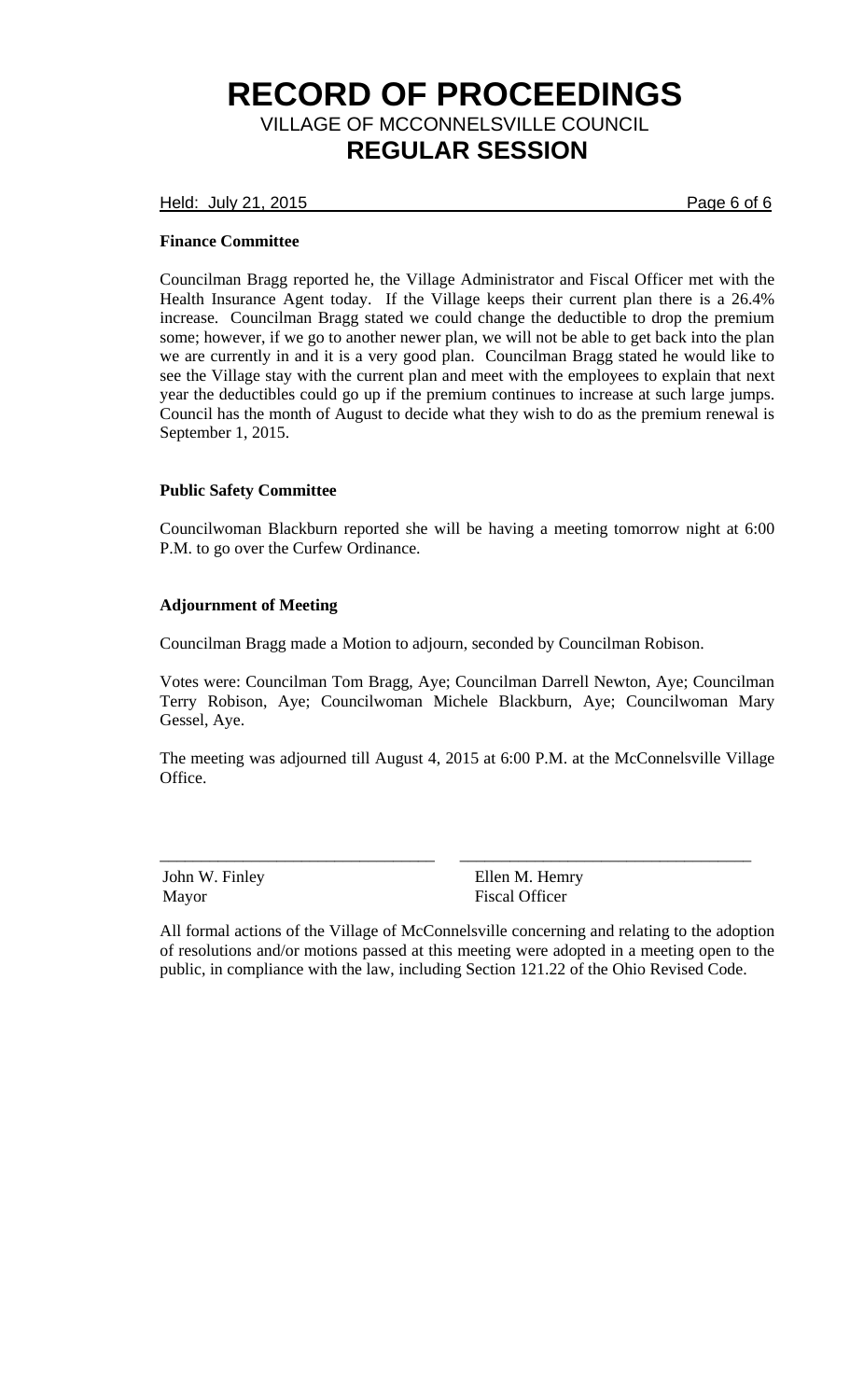**Finance Committee**

Councilman Bragg reported he, the Village Administrator and Fiscal Officer met with the Health Insurance Agent today. If the Village keeps their current plan there is a 26.4% increase. Councilman Bragg stated we could change the deductible to drop the premium some; however, if we go to another newer plan, we will not be able to get back into the plan we are currently in and it is a very good plan. Councilman Bragg stated he would like to see the Village stay with the current plan and meet with the employees to explain that next year the deductibles could go up if the premium continues to increase at such large jumps. Council has the month of August to decide what they wish to do as the premium renewal is September 1, 2015.

**Public Safety Committee**

Councilwoman Blackburn reported she will be having a meeting tomorrow night at 6:00 P.M. to go over the Curfew Ordinance.

**Adjournment of Meeting**

Councilman Bragg made a Motion to adjourn, seconded by Councilman Robison.

Votes were: Councilman Tom Bragg, Aye; Councilman Darrell Newton, Aye; Councilman Terry Robison, Aye; Councilwoman Michele Blackburn, Aye; Councilwoman Mary Gessel, Aye.

The meeting was adjourned till August 4, 2015 at 6:00 P.M. at the McConnelsville Village Office.

| | |
|---|---|
| \_\_\_\_\_\_\_\_\_\_\_\_\_\_\_\_\_\_\_\_\_\_\_\_\_\_\_\_\_\_ | \_\_\_\_\_\_\_\_\_\_\_\_\_\_\_\_\_\_\_\_\_\_\_\_\_\_\_\_\_\_ |
| John W. Finley | Ellen M. Hemry |
| Mayor | Fiscal Officer |

All formal actions of the Village of McConnelsville concerning and relating to the adoption of resolutions and/or motions passed at this meeting were adopted in a meeting open to the public, in compliance with the law, including Section 121.22 of the Ohio Revised Code.